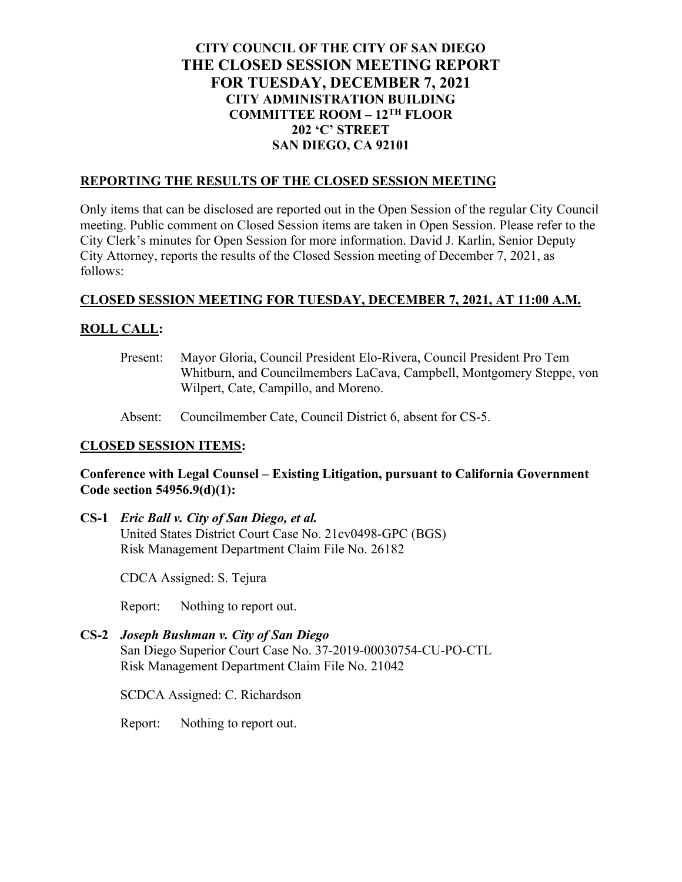# CITY COUNCIL OF THE CITY OF SAN DIEGO
# THE CLOSED SESSION MEETING REPORT
# FOR TUESDAY, DECEMBER 7, 2021

**CITY ADMINISTRATION BUILDING**
**COMMITTEE ROOM – 12TH FLOOR**
**202 'C' STREET**
**SAN DIEGO, CA 92101**

## REPORTING THE RESULTS OF THE CLOSED SESSION MEETING

Only items that can be disclosed are reported out in the Open Session of the regular City Council meeting. Public comment on Closed Session items are taken in Open Session. Please refer to the City Clerk's minutes for Open Session for more information. David J. Karlin, Senior Deputy City Attorney, reports the results of the Closed Session meeting of December 7, 2021, as follows:

## CLOSED SESSION MEETING FOR TUESDAY, DECEMBER 7, 2021, AT 11:00 A.M.

## ROLL CALL:

Present: Mayor Gloria, Council President Elo-Rivera, Council President Pro Tem Whitburn, and Councilmembers LaCava, Campbell, Montgomery Steppe, von Wilpert, Cate, Campillo, and Moreno.

Absent: Councilmember Cate, Council District 6, absent for CS-5.

## CLOSED SESSION ITEMS:

**Conference with Legal Counsel – Existing Litigation, pursuant to California Government Code section 54956.9(d)(1):**

**CS-1** ***Eric Ball v. City of San Diego, et al.***
United States District Court Case No. 21cv0498-GPC (BGS)
Risk Management Department Claim File No. 26182

CDCA Assigned: S. Tejura

Report: Nothing to report out.

**CS-2** ***Joseph Bushman v. City of San Diego***
San Diego Superior Court Case No. 37-2019-00030754-CU-PO-CTL
Risk Management Department Claim File No. 21042

SCDCA Assigned: C. Richardson

Report: Nothing to report out.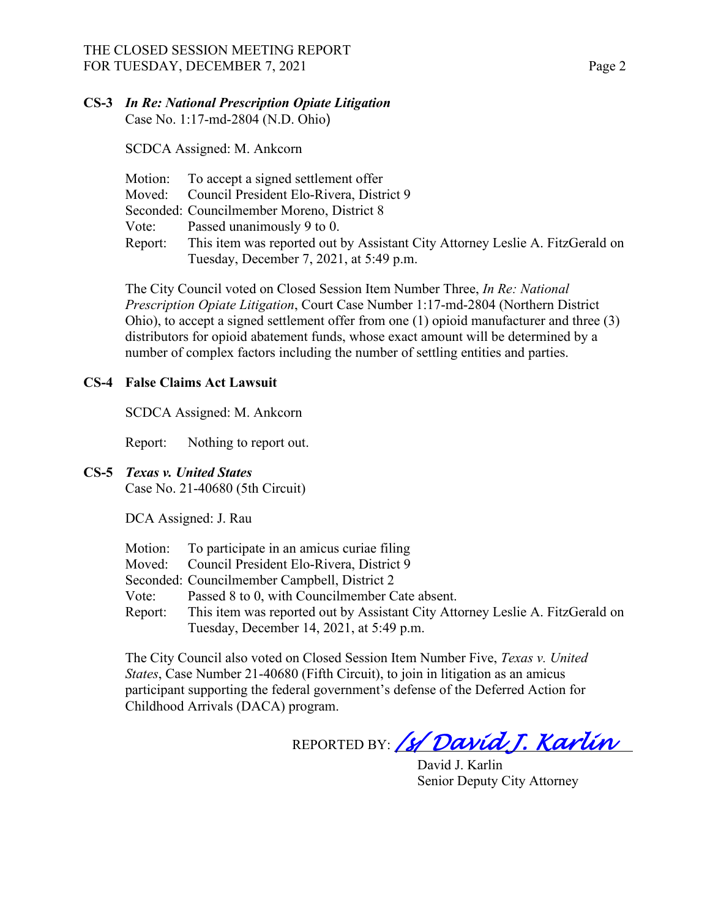**CS-3** ***In Re: National Prescription Opiate Litigation***
Case No. 1:17-md-2804 (N.D. Ohio)

SCDCA Assigned: M. Ankcorn

Motion: To accept a signed settlement offer
Moved: Council President Elo-Rivera, District 9
Seconded: Councilmember Moreno, District 8
Vote: Passed unanimously 9 to 0.
Report: This item was reported out by Assistant City Attorney Leslie A. FitzGerald on Tuesday, December 7, 2021, at 5:49 p.m.

The City Council voted on Closed Session Item Number Three, *In Re: National Prescription Opiate Litigation*, Court Case Number 1:17-md-2804 (Northern District Ohio), to accept a signed settlement offer from one (1) opioid manufacturer and three (3) distributors for opioid abatement funds, whose exact amount will be determined by a number of complex factors including the number of settling entities and parties.

**CS-4 False Claims Act Lawsuit**

SCDCA Assigned: M. Ankcorn

Report: Nothing to report out.

**CS-5** ***Texas v. United States***
Case No. 21-40680 (5th Circuit)

DCA Assigned: J. Rau

Motion: To participate in an amicus curiae filing
Moved: Council President Elo-Rivera, District 9
Seconded: Councilmember Campbell, District 2
Vote: Passed 8 to 0, with Councilmember Cate absent.
Report: This item was reported out by Assistant City Attorney Leslie A. FitzGerald on Tuesday, December 14, 2021, at 5:49 p.m.

The City Council also voted on Closed Session Item Number Five, *Texas v. United States*, Case Number 21-40680 (Fifth Circuit), to join in litigation as an amicus participant supporting the federal government's defense of the Deferred Action for Childhood Arrivals (DACA) program.

REPORTED BY: /s/ David J. Karlin

David J. Karlin
Senior Deputy City Attorney